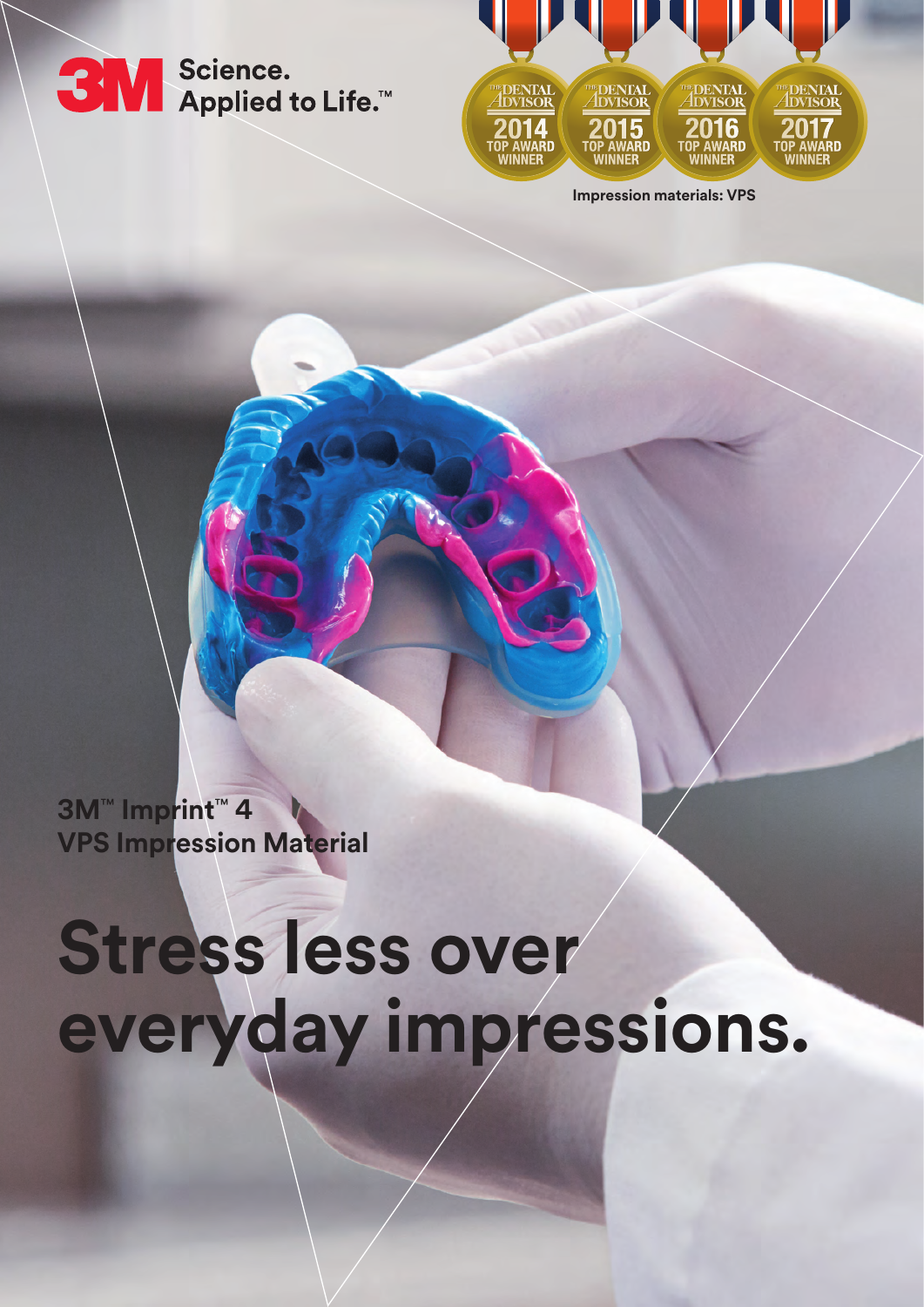3M Science. Applied to Life.™

THE DENTAL ADVISOR 2014 TOP AWARD WINNER
THE DENTAL ADVISOR 2015 TOP AWARD WINNER
THE DENTAL ADVISOR 2016 TOP AWARD WINNER
THE DENTAL ADVISOR 2017 TOP AWARD WINNER

Impression materials: VPS

**3M™ Imprint™ 4**
**VPS Impression Material**

# Stress less over everyday impressions.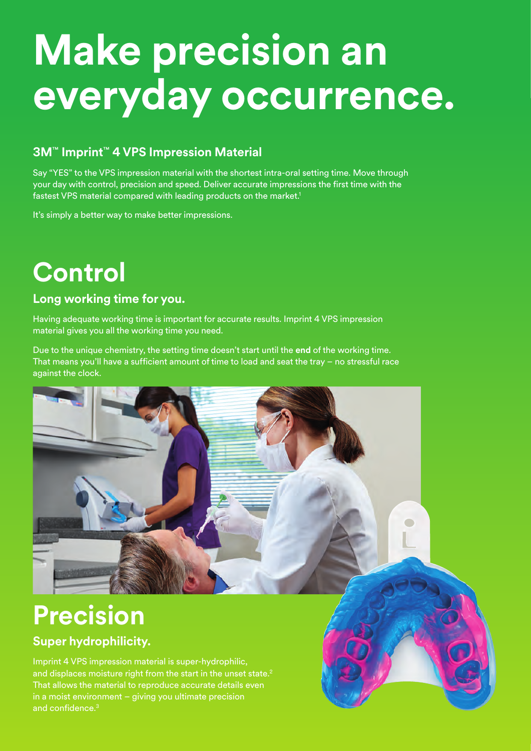# Make precision an everyday occurrence.

### 3M™ Imprint™ 4 VPS Impression Material

Say "YES" to the VPS impression material with the shortest intra-oral setting time. Move through your day with control, precision and speed. Deliver accurate impressions the first time with the fastest VPS material compared with leading products on the market.[1]

It's simply a better way to make better impressions.

## Control

### Long working time for you.

Having adequate working time is important for accurate results. Imprint 4 VPS impression material gives you all the working time you need.

Due to the unique chemistry, the setting time doesn't start until the **end** of the working time. That means you'll have a sufficient amount of time to load and seat the tray – no stressful race against the clock.

## Precision

### Super hydrophilicity.

Imprint 4 VPS impression material is super-hydrophilic, and displaces moisture right from the start in the unset state.[2] That allows the material to reproduce accurate details even in a moist environment – giving you ultimate precision and confidence.[3]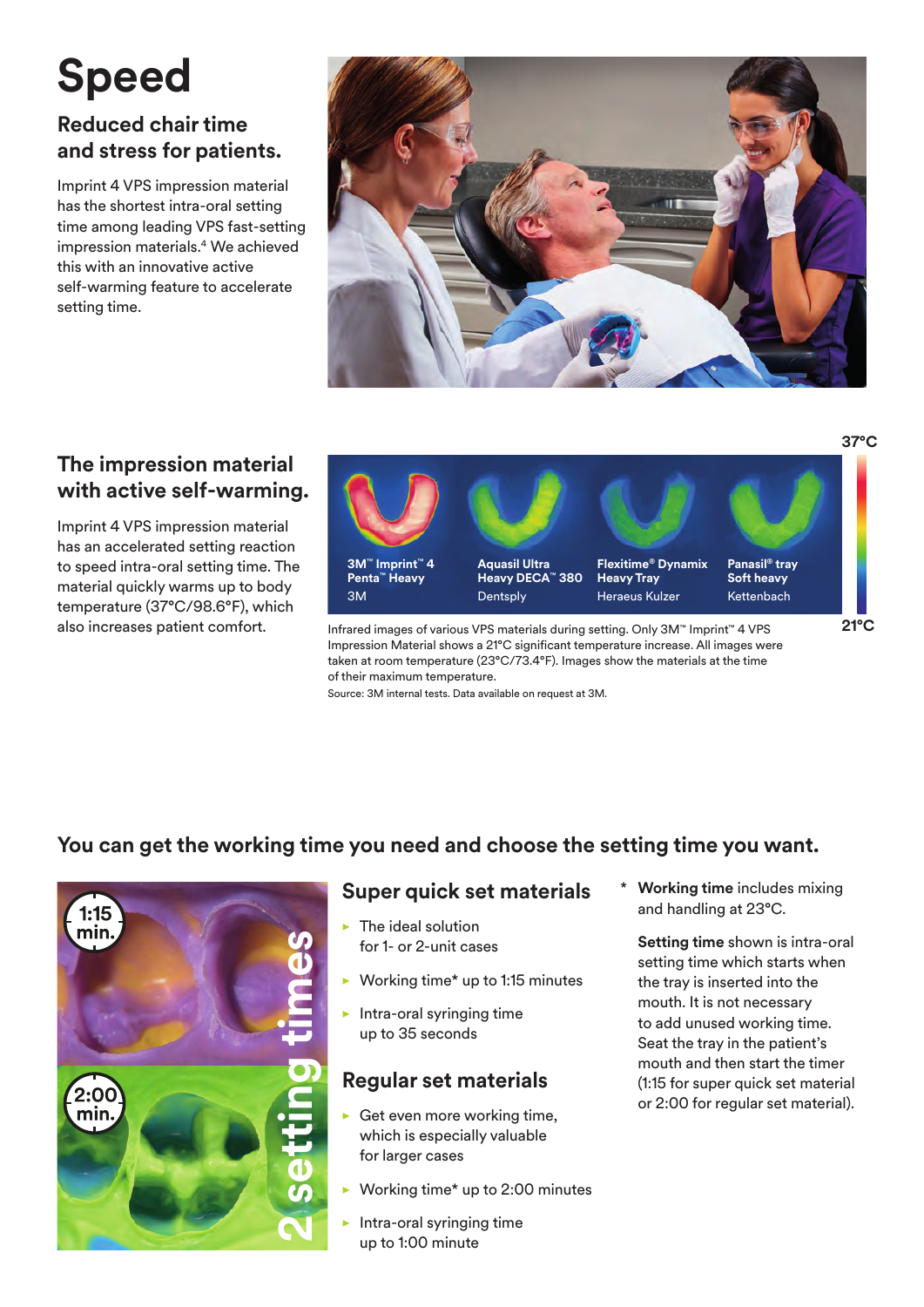# Speed

## Reduced chair time and stress for patients.

Imprint 4 VPS impression material has the shortest intra-oral setting time among leading VPS fast-setting impression materials.[4] We achieved this with an innovative active self-warming feature to accelerate setting time.

## The impression material with active self-warming.

Imprint 4 VPS impression material has an accelerated setting reaction to speed intra-oral setting time. The material quickly warms up to body temperature (37°C/98.6°F), which also increases patient comfort.

37°C

3M™ Imprint™ 4 Penta™ Heavy
3M

Aquasil Ultra Heavy DECA™ 380
Dentsply

Flexitime® Dynamix Heavy Tray
Heraeus Kulzer

Panasil® tray Soft heavy
Kettenbach

21°C

Infrared images of various VPS materials during setting. Only 3M™ Imprint™ 4 VPS Impression Material shows a 21°C significant temperature increase. All images were taken at room temperature (23°C/73.4°F). Images show the materials at the time of their maximum temperature.

Source: 3M internal tests. Data available on request at 3M.

## You can get the working time you need and choose the setting time you want.

1:15 min.

2:00 min.

2 setting times

### Super quick set materials

- The ideal solution for 1- or 2-unit cases
- Working time* up to 1:15 minutes
- Intra-oral syringing time up to 35 seconds

### Regular set materials

- Get even more working time, which is especially valuable for larger cases
- Working time* up to 2:00 minutes
- Intra-oral syringing time up to 1:00 minute

\* **Working time** includes mixing and handling at 23°C.

**Setting time** shown is intra-oral setting time which starts when the tray is inserted into the mouth. It is not necessary to add unused working time. Seat the tray in the patient's mouth and then start the timer (1:15 for super quick set material or 2:00 for regular set material).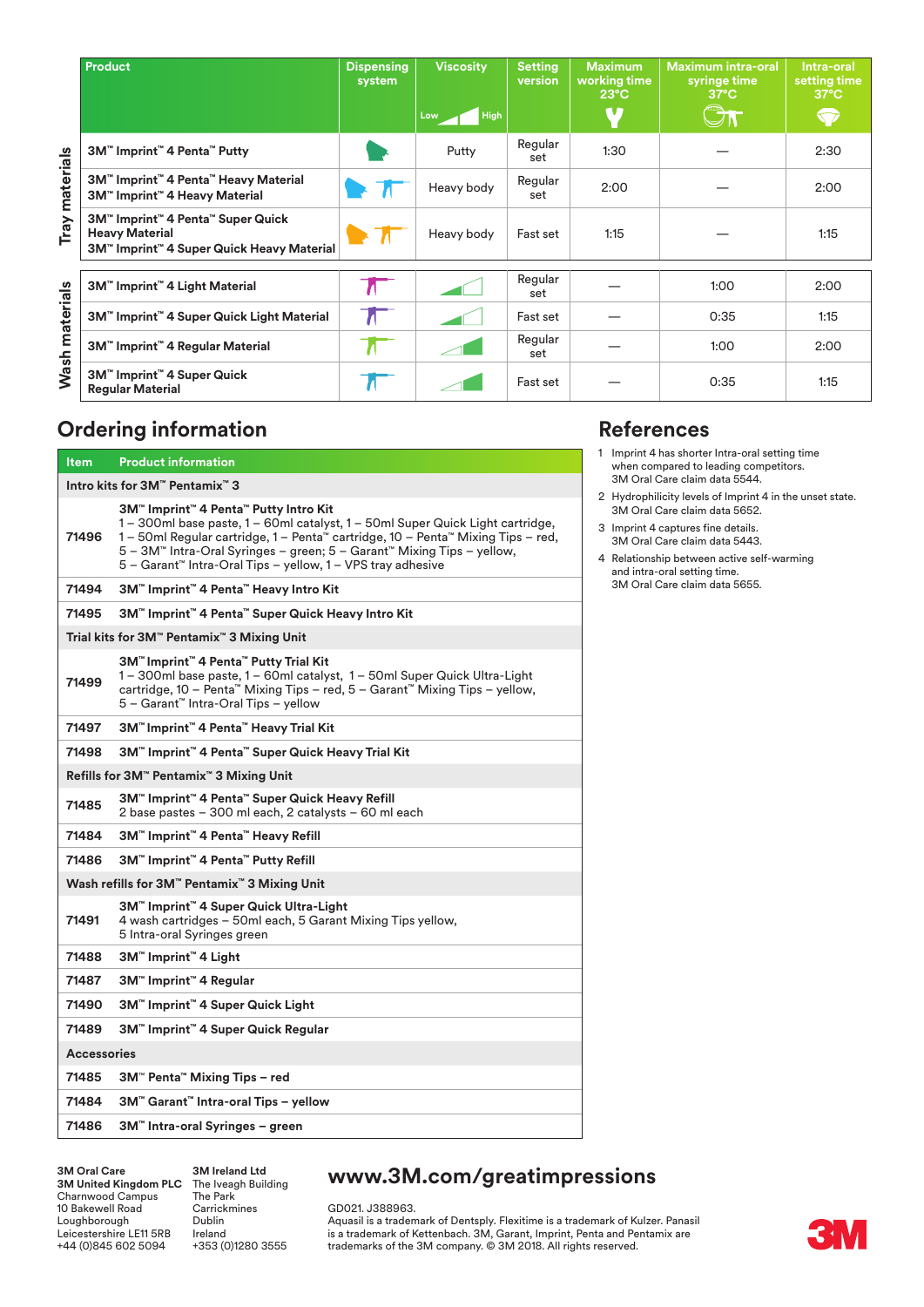| | Product | Dispensing system | Viscosity (Low – High) | Setting version | Maximum working time 23°C | Maximum intra-oral syringe time 37°C | Intra-oral setting time 37°C |
|---|---|---|---|---|---|---|---|
| Tray materials | 3M™ Imprint™ 4 Penta™ Putty | | Putty | Regular set | 1:30 | — | 2:30 |
| | 3M™ Imprint™ 4 Penta™ Heavy Material<br>3M™ Imprint™ 4 Heavy Material | | Heavy body | Regular set | 2:00 | — | 2:00 |
| | 3M™ Imprint™ 4 Penta™ Super Quick Heavy Material<br>3M™ Imprint™ 4 Super Quick Heavy Material | | Heavy body | Fast set | 1:15 | — | 1:15 |
| Wash materials | 3M™ Imprint™ 4 Light Material | | | Regular set | — | 1:00 | 2:00 |
| | 3M™ Imprint™ 4 Super Quick Light Material | | | Fast set | — | 0:35 | 1:15 |
| | 3M™ Imprint™ 4 Regular Material | | | Regular set | — | 1:00 | 2:00 |
| | 3M™ Imprint™ 4 Super Quick Regular Material | | | Fast set | — | 0:35 | 1:15 |

## Ordering information

| Item | Product information |
|---|---|
| **Intro kits for 3M™ Pentamix™ 3** | |
| 71496 | **3M™ Imprint™ 4 Penta™ Putty Intro Kit**<br>1 – 300ml base paste, 1 – 60ml catalyst, 1 – 50ml Super Quick Light cartridge, 1 – 50ml Regular cartridge, 1 – Penta™ cartridge, 10 – Penta™ Mixing Tips – red, 5 – 3M™ Intra-Oral Syringes – green; 5 – Garant™ Mixing Tips – yellow, 5 – Garant™ Intra-Oral Tips – yellow, 1 – VPS tray adhesive |
| 71494 | **3M™ Imprint™ 4 Penta™ Heavy Intro Kit** |
| 71495 | **3M™ Imprint™ 4 Penta™ Super Quick Heavy Intro Kit** |
| **Trial kits for 3M™ Pentamix™ 3 Mixing Unit** | |
| 71499 | **3M™ Imprint™ 4 Penta™ Putty Trial Kit**<br>1 – 300ml base paste, 1 – 60ml catalyst, 1 – 50ml Super Quick Ultra-Light cartridge, 10 – Penta™ Mixing Tips – red, 5 – Garant™ Mixing Tips – yellow, 5 – Garant™ Intra-Oral Tips – yellow |
| 71497 | **3M™ Imprint™ 4 Penta™ Heavy Trial Kit** |
| 71498 | **3M™ Imprint™ 4 Penta™ Super Quick Heavy Trial Kit** |
| **Refills for 3M™ Pentamix™ 3 Mixing Unit** | |
| 71485 | **3M™ Imprint™ 4 Penta™ Super Quick Heavy Refill**<br>2 base pastes – 300 ml each, 2 catalysts – 60 ml each |
| 71484 | **3M™ Imprint™ 4 Penta™ Heavy Refill** |
| 71486 | **3M™ Imprint™ 4 Penta™ Putty Refill** |
| **Wash refills for 3M™ Pentamix™ 3 Mixing Unit** | |
| 71491 | **3M™ Imprint™ 4 Super Quick Ultra-Light**<br>4 wash cartridges – 50ml each, 5 Garant Mixing Tips yellow, 5 Intra-oral Syringes green |
| 71488 | **3M™ Imprint™ 4 Light** |
| 71487 | **3M™ Imprint™ 4 Regular** |
| 71490 | **3M™ Imprint™ 4 Super Quick Light** |
| 71489 | **3M™ Imprint™ 4 Super Quick Regular** |
| **Accessories** | |
| 71485 | **3M™ Penta™ Mixing Tips – red** |
| 71484 | **3M™ Garant™ Intra-oral Tips – yellow** |
| 71486 | **3M™ Intra-oral Syringes – green** |

## References

1. Imprint 4 has shorter Intra-oral setting time when compared to leading competitors. 3M Oral Care claim data 5544.
2. Hydrophilicity levels of Imprint 4 in the unset state. 3M Oral Care claim data 5652.
3. Imprint 4 captures fine details. 3M Oral Care claim data 5443.
4. Relationship between active self-warming and intra-oral setting time. 3M Oral Care claim data 5655.

**3M Oral Care**
**3M United Kingdom PLC**
Charnwood Campus
10 Bakewell Road
Loughborough
Leicestershire LE11 5RB
+44 (0)845 602 5094

**3M Ireland Ltd**
The Iveagh Building
The Park
Carrickmines
Dublin
Ireland
+353 (0)1280 3555

**www.3M.com/greatimpressions**

GD021. J388963.
Aquasil is a trademark of Dentsply. Flexitime is a trademark of Kulzer. Panasil is a trademark of Kettenbach. 3M, Garant, Imprint, Penta and Pentamix are trademarks of the 3M company. © 3M 2018. All rights reserved.

3M